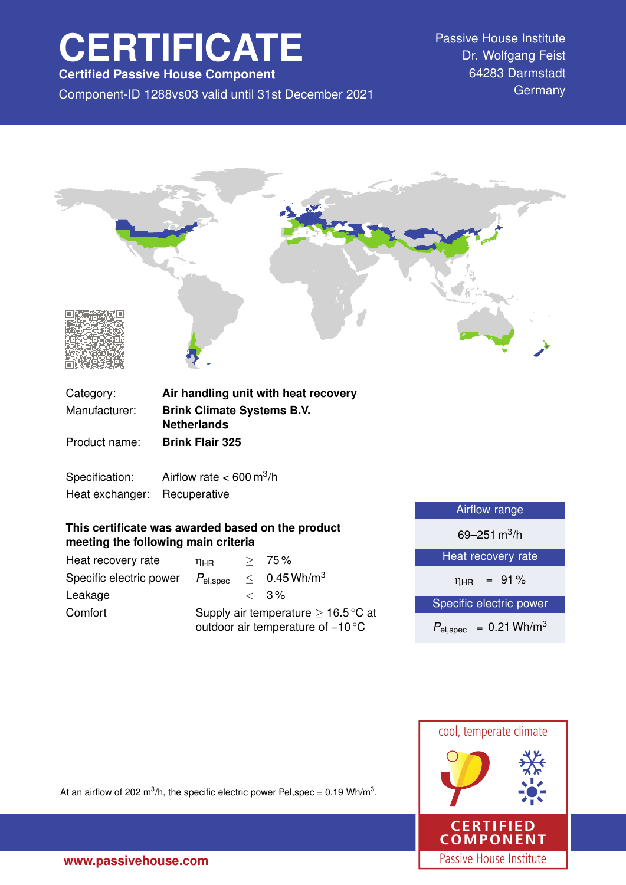# CERTIFICATE

**Certified Passive House Component**

Component-ID 1288vs03 valid until 31st December 2021

Passive House Institute
Dr. Wolfgang Feist
64283 Darmstadt
Germany

| | |
|---|---|
| Category: | **Air handling unit with heat recovery** |
| Manufacturer: | **Brink Climate Systems B.V. Netherlands** |
| Product name: | **Brink Flair 325** |

| | |
|---|---|
| Specification: | Airflow rate < 600 $m^3/h$ |
| Heat exchanger: | Recuperative |

**This certificate was awarded based on the product meeting the following main criteria**

| | | | |
|---|---|---|---|
| Heat recovery rate | $\eta_{HR}$ | $\geq$ | 75 % |
| Specific electric power | $P_{el,spec}$ | $\leq$ | 0.45 $Wh/m^3$ |
| Leakage | | $<$ | 3 % |
| Comfort | Supply air temperature $\geq$ 16.5 °C at outdoor air temperature of –10 °C | | |

| Airflow range |
|---|
| 69–251 $m^3/h$ |
| **Heat recovery rate** |
| $\eta_{HR}$ = 91 % |
| **Specific electric power** |
| $P_{el,spec}$ = 0.21 $Wh/m^3$ |

At an airflow of 202 $m^3/h$, the specific electric power Pel,spec = 0.19 $Wh/m^3$.

cool, temperate climate

CERTIFIED COMPONENT
Passive House Institute

www.passivehouse.com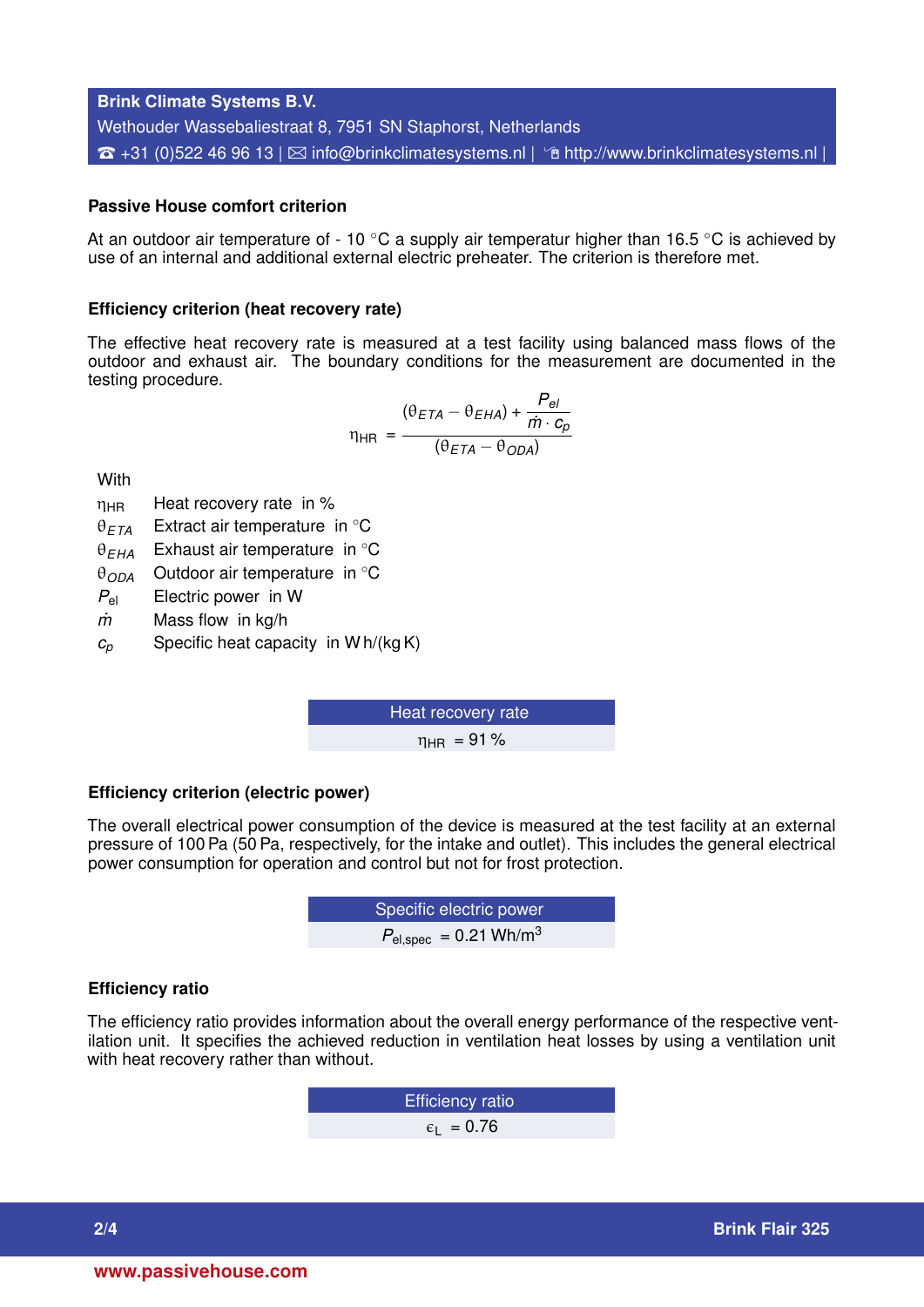**Brink Climate Systems B.V.**
Wethouder Wassebaliestraat 8, 7951 SN Staphorst, Netherlands
☎ +31 (0)522 46 96 13 | ✉ info@brinkclimatesystems.nl | http://www.brinkclimatesystems.nl |

### Passive House comfort criterion

At an outdoor air temperature of - 10 °C a supply air temperatur higher than 16.5 °C is achieved by use of an internal and additional external electric preheater. The criterion is therefore met.

### Efficiency criterion (heat recovery rate)

The effective heat recovery rate is measured at a test facility using balanced mass flows of the outdoor and exhaust air. The boundary conditions for the measurement are documented in the testing procedure.

$$\eta_{HR} = \frac{(\theta_{ETA} - \theta_{EHA}) + \frac{P_{el}}{\dot{m} \cdot c_p}}{(\theta_{ETA} - \theta_{ODA})}$$

With

- $\eta_{HR}$ Heat recovery rate in %
- $\theta_{ETA}$ Extract air temperature in °C
- $\theta_{EHA}$ Exhaust air temperature in °C
- $\theta_{ODA}$ Outdoor air temperature in °C
- $P_{el}$ Electric power in W
- $\dot{m}$ Mass flow in kg/h
- $c_p$ Specific heat capacity in W h/(kg K)

| Heat recovery rate |
|---|
| $\eta_{HR}$ = 91 % |

### Efficiency criterion (electric power)

The overall electrical power consumption of the device is measured at the test facility at an external pressure of 100 Pa (50 Pa, respectively, for the intake and outlet). This includes the general electrical power consumption for operation and control but not for frost protection.

| Specific electric power |
|---|
| $P_{el,spec}$ = 0.21 Wh/m$^3$ |

### Efficiency ratio

The efficiency ratio provides information about the overall energy performance of the respective ventilation unit. It specifies the achieved reduction in ventilation heat losses by using a ventilation unit with heat recovery rather than without.

| Efficiency ratio |
|---|
| $\epsilon_L$ = 0.76 |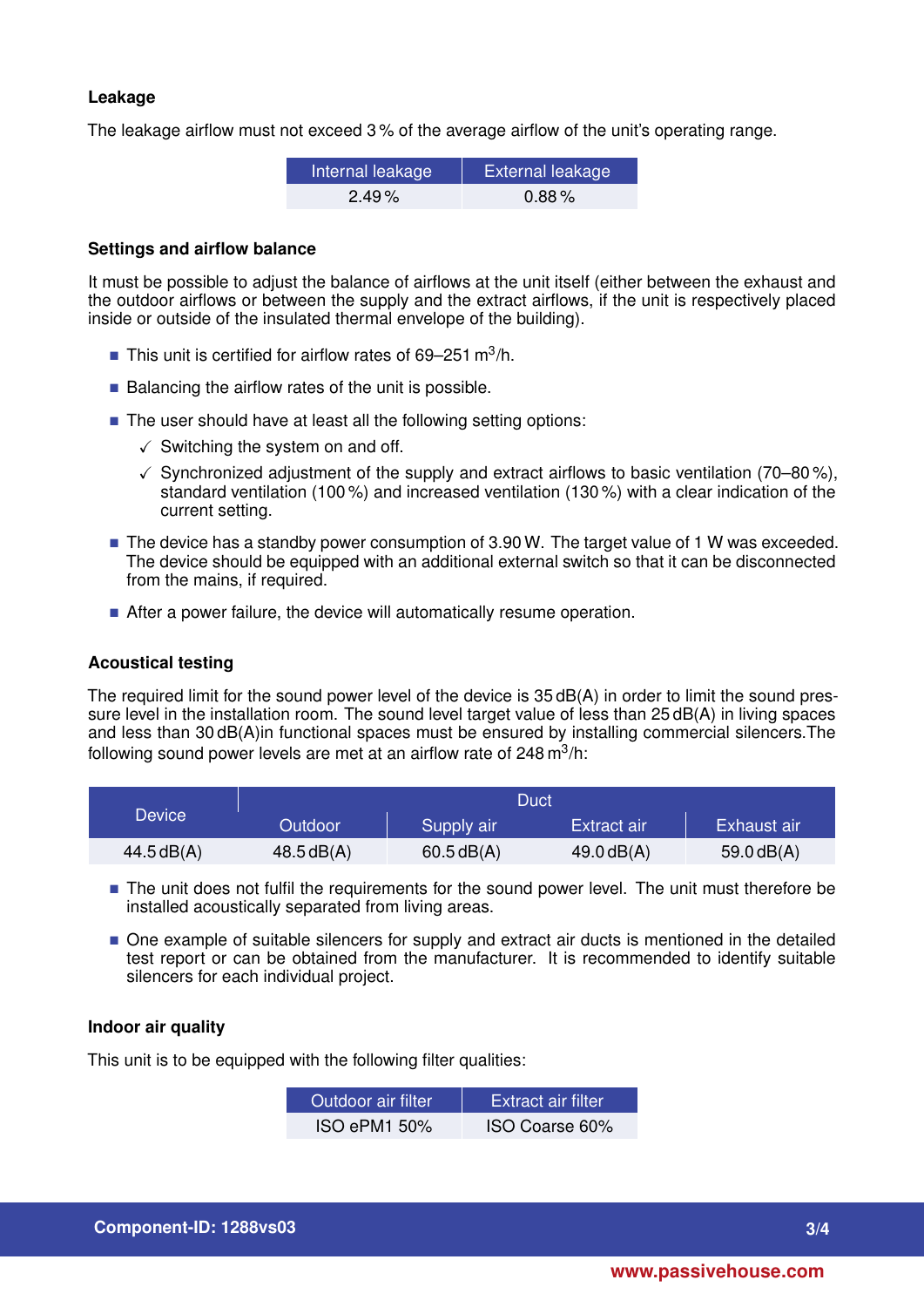### Leakage

The leakage airflow must not exceed 3 % of the average airflow of the unit's operating range.

| Internal leakage | External leakage |
|---|---|
| 2.49 % | 0.88 % |

### Settings and airflow balance

It must be possible to adjust the balance of airflows at the unit itself (either between the exhaust and the outdoor airflows or between the supply and the extract airflows, if the unit is respectively placed inside or outside of the insulated thermal envelope of the building).

- This unit is certified for airflow rates of 69–251 $m^3$/h.
- Balancing the airflow rates of the unit is possible.
- The user should have at least all the following setting options:
  - ✓ Switching the system on and off.
  - ✓ Synchronized adjustment of the supply and extract airflows to basic ventilation (70–80 %), standard ventilation (100 %) and increased ventilation (130 %) with a clear indication of the current setting.
- The device has a standby power consumption of 3.90 W. The target value of 1 W was exceeded. The device should be equipped with an additional external switch so that it can be disconnected from the mains, if required.
- After a power failure, the device will automatically resume operation.

### Acoustical testing

The required limit for the sound power level of the device is 35 dB(A) in order to limit the sound pressure level in the installation room. The sound level target value of less than 25 dB(A) in living spaces and less than 30 dB(A)in functional spaces must be ensured by installing commercial silencers.The following sound power levels are met at an airflow rate of 248 $m^3$/h:

| Device | Duct | | | |
|---|---|---|---|---|
| | Outdoor | Supply air | Extract air | Exhaust air |
| 44.5 dB(A) | 48.5 dB(A) | 60.5 dB(A) | 49.0 dB(A) | 59.0 dB(A) |

- The unit does not fulfil the requirements for the sound power level. The unit must therefore be installed acoustically separated from living areas.
- One example of suitable silencers for supply and extract air ducts is mentioned in the detailed test report or can be obtained from the manufacturer. It is recommended to identify suitable silencers for each individual project.

### Indoor air quality

This unit is to be equipped with the following filter qualities:

| Outdoor air filter | Extract air filter |
|---|---|
| ISO ePM1 50% | ISO Coarse 60% |

**Component-ID: 1288vs03**

www.passivehouse.com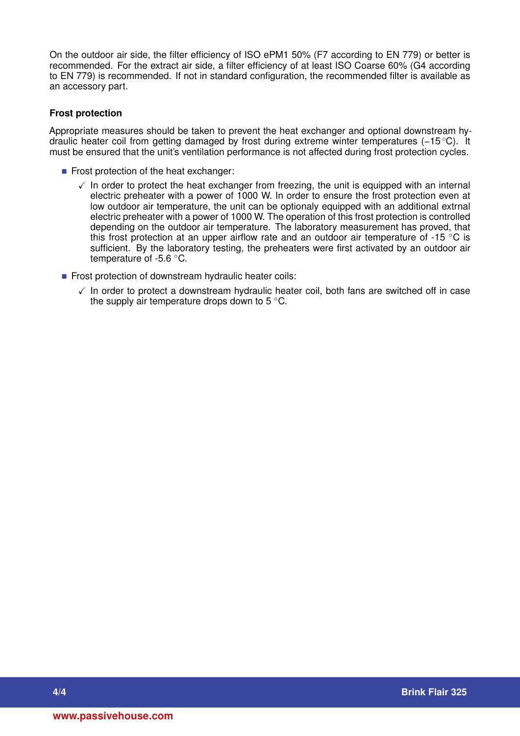On the outdoor air side, the filter efficiency of ISO ePM1 50% (F7 according to EN 779) or better is recommended. For the extract air side, a filter efficiency of at least ISO Coarse 60% (G4 according to EN 779) is recommended. If not in standard configuration, the recommended filter is available as an accessory part.

**Frost protection**

Appropriate measures should be taken to prevent the heat exchanger and optional downstream hydraulic heater coil from getting damaged by frost during extreme winter temperatures (−15 °C). It must be ensured that the unit's ventilation performance is not affected during frost protection cycles.

- Frost protection of the heat exchanger:
  - ✓ In order to protect the heat exchanger from freezing, the unit is equipped with an internal electric preheater with a power of 1000 W. In order to ensure the frost protection even at low outdoor air temperature, the unit can be optionaly equipped with an additional extrnal electric preheater with a power of 1000 W. The operation of this frost protection is controlled depending on the outdoor air temperature. The laboratory measurement has proved, that this frost protection at an upper airflow rate and an outdoor air temperature of -15 °C is sufficient. By the laboratory testing, the preheaters were first activated by an outdoor air temperature of -5.6 °C.
- Frost protection of downstream hydraulic heater coils:
  - ✓ In order to protect a downstream hydraulic heater coil, both fans are switched off in case the supply air temperature drops down to 5 °C.